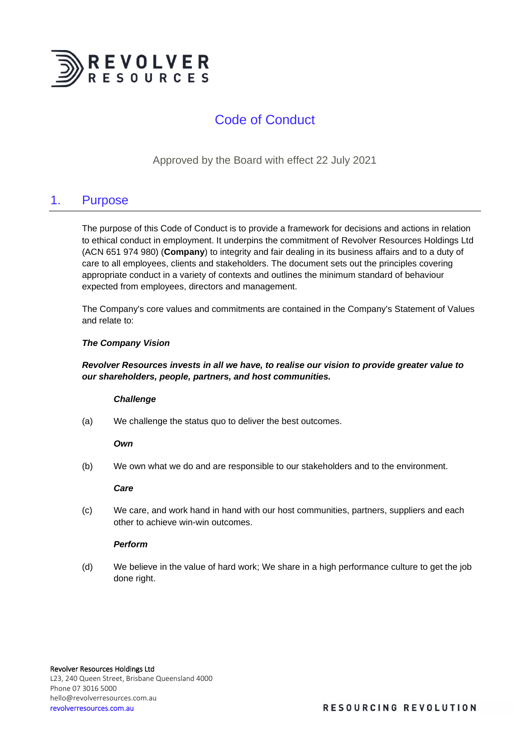# Code of Conduct

Approved by the Board with effect 22 July 2021

## 1. Purpose

The purpose of this Code of Conduct is to provide a framework for decisions and actions in relation to ethical conduct in employment. It underpins the commitment of Revolver Resources Holdings Ltd (ACN 651 974 980) (**Company**) to integrity and fair dealing in its business affairs and to a duty of care to all employees, clients and stakeholders. The document sets out the principles covering appropriate conduct in a variety of contexts and outlines the minimum standard of behaviour expected from employees, directors and management.

The Company's core values and commitments are contained in the Company's Statement of Values and relate to:

***The Company Vision***

***Revolver Resources invests in all we have, to realise our vision to provide greater value to our shareholders, people, partners, and host communities.***

***Challenge***

(a) We challenge the status quo to deliver the best outcomes.

***Own***

(b) We own what we do and are responsible to our stakeholders and to the environment.

***Care***

(c) We care, and work hand in hand with our host communities, partners, suppliers and each other to achieve win-win outcomes.

***Perform***

(d) We believe in the value of hard work; We share in a high performance culture to get the job done right.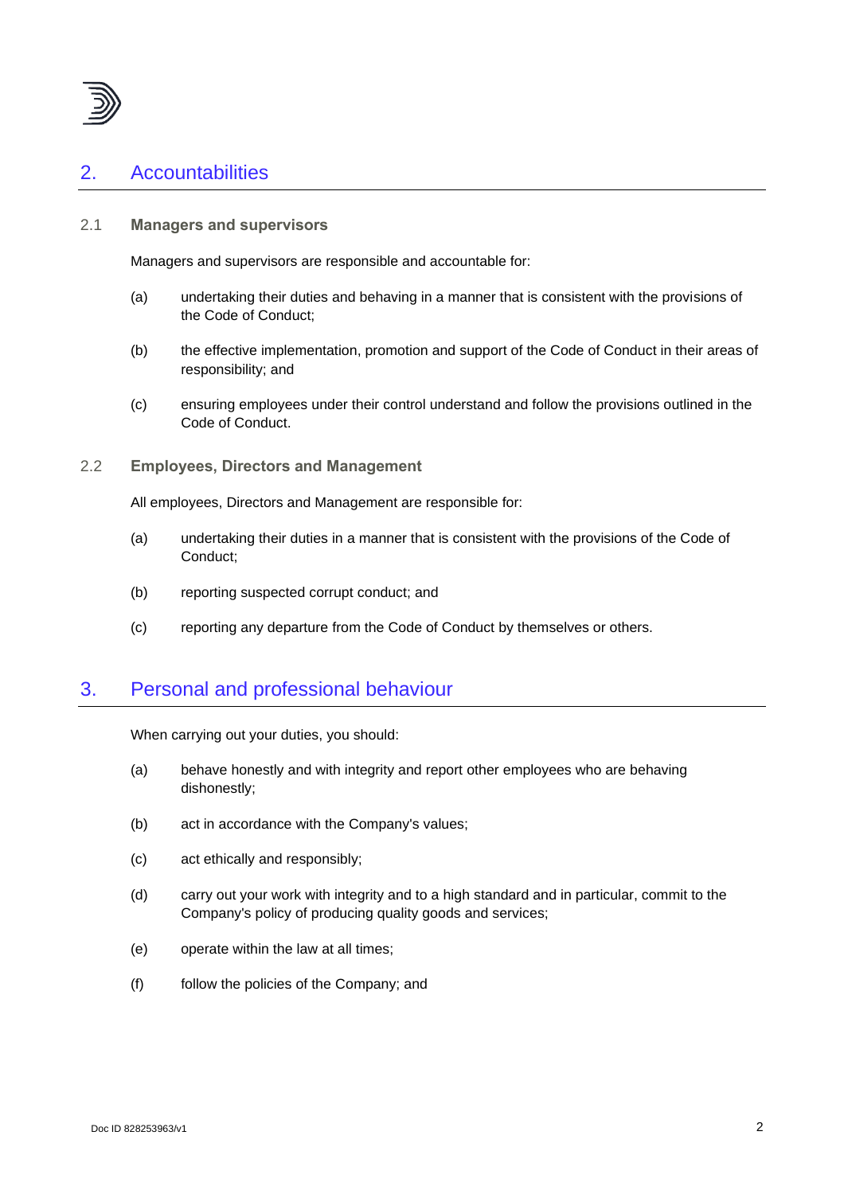## 2. Accountabilities

### 2.1 Managers and supervisors

Managers and supervisors are responsible and accountable for:

(a) undertaking their duties and behaving in a manner that is consistent with the provisions of the Code of Conduct;

(b) the effective implementation, promotion and support of the Code of Conduct in their areas of responsibility; and

(c) ensuring employees under their control understand and follow the provisions outlined in the Code of Conduct.

### 2.2 Employees, Directors and Management

All employees, Directors and Management are responsible for:

(a) undertaking their duties in a manner that is consistent with the provisions of the Code of Conduct;

(b) reporting suspected corrupt conduct; and

(c) reporting any departure from the Code of Conduct by themselves or others.

## 3. Personal and professional behaviour

When carrying out your duties, you should:

(a) behave honestly and with integrity and report other employees who are behaving dishonestly;

(b) act in accordance with the Company's values;

(c) act ethically and responsibly;

(d) carry out your work with integrity and to a high standard and in particular, commit to the Company's policy of producing quality goods and services;

(e) operate within the law at all times;

(f) follow the policies of the Company; and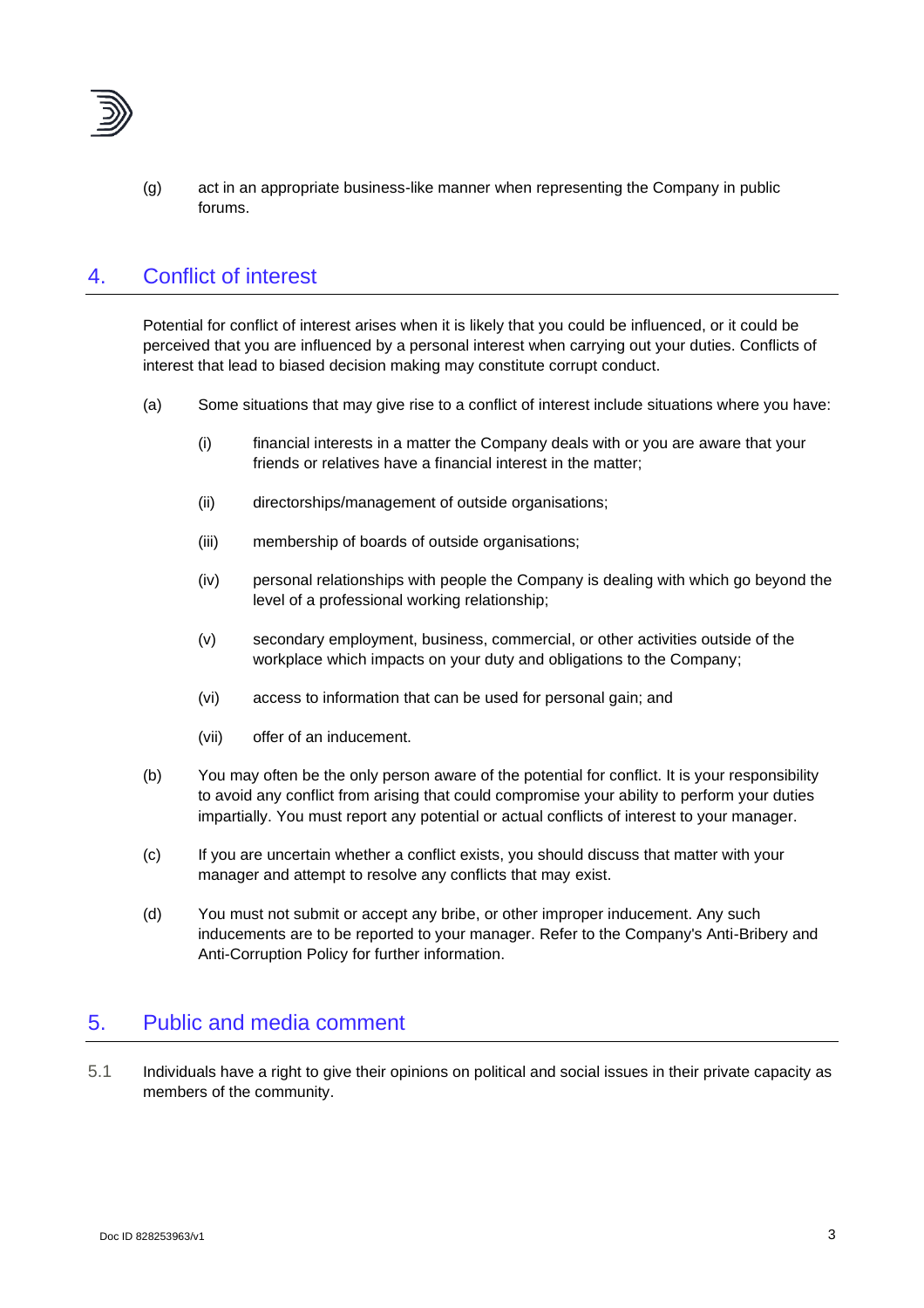(g) act in an appropriate business-like manner when representing the Company in public forums.

## 4. Conflict of interest

Potential for conflict of interest arises when it is likely that you could be influenced, or it could be perceived that you are influenced by a personal interest when carrying out your duties. Conflicts of interest that lead to biased decision making may constitute corrupt conduct.

(a) Some situations that may give rise to a conflict of interest include situations where you have:

   (i) financial interests in a matter the Company deals with or you are aware that your friends or relatives have a financial interest in the matter;

   (ii) directorships/management of outside organisations;

   (iii) membership of boards of outside organisations;

   (iv) personal relationships with people the Company is dealing with which go beyond the level of a professional working relationship;

   (v) secondary employment, business, commercial, or other activities outside of the workplace which impacts on your duty and obligations to the Company;

   (vi) access to information that can be used for personal gain; and

   (vii) offer of an inducement.

(b) You may often be the only person aware of the potential for conflict. It is your responsibility to avoid any conflict from arising that could compromise your ability to perform your duties impartially. You must report any potential or actual conflicts of interest to your manager.

(c) If you are uncertain whether a conflict exists, you should discuss that matter with your manager and attempt to resolve any conflicts that may exist.

(d) You must not submit or accept any bribe, or other improper inducement. Any such inducements are to be reported to your manager. Refer to the Company's Anti-Bribery and Anti-Corruption Policy for further information.

## 5. Public and media comment

5.1 Individuals have a right to give their opinions on political and social issues in their private capacity as members of the community.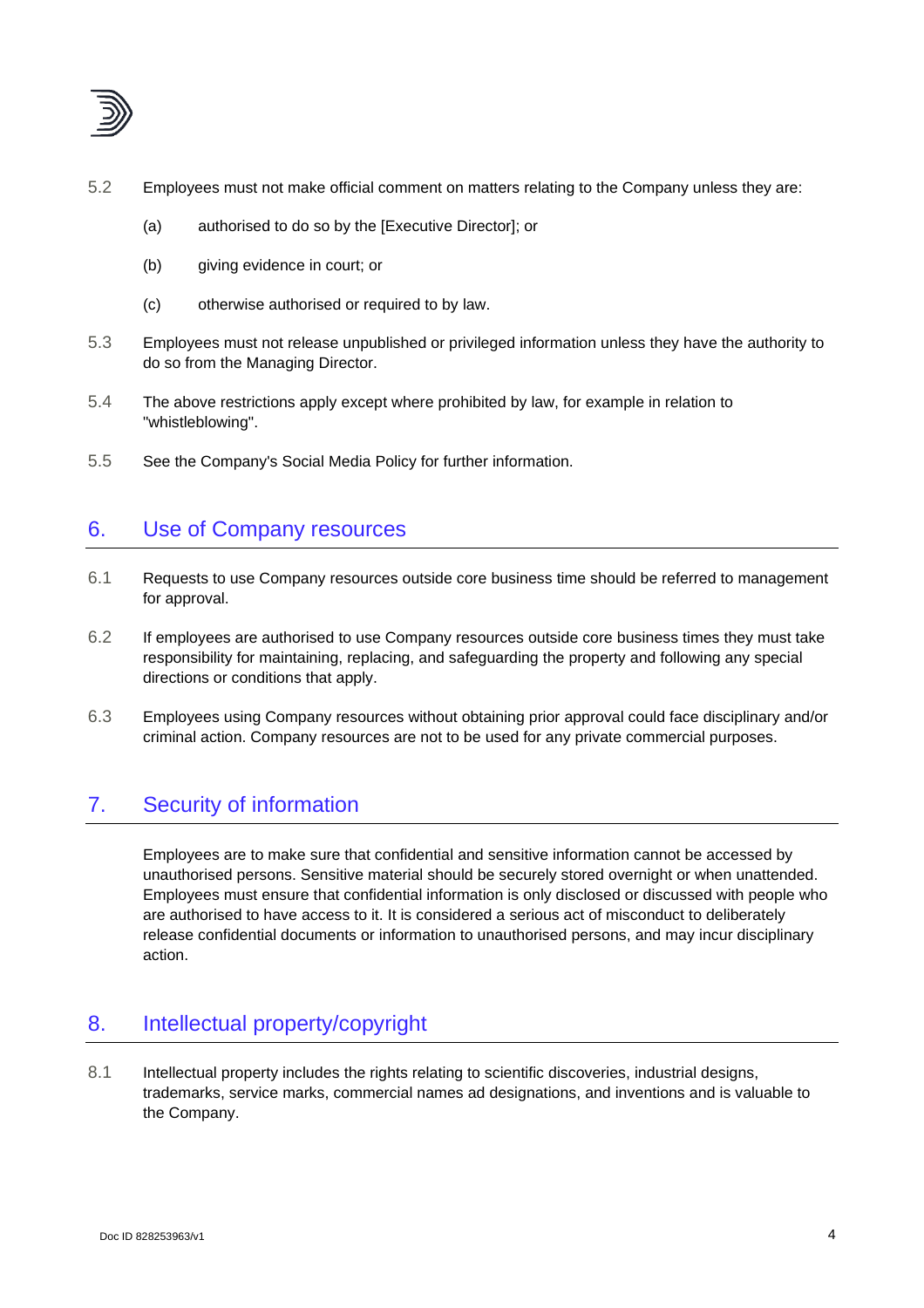5.2 Employees must not make official comment on matters relating to the Company unless they are:

(a) authorised to do so by the [Executive Director]; or

(b) giving evidence in court; or

(c) otherwise authorised or required to by law.

5.3 Employees must not release unpublished or privileged information unless they have the authority to do so from the Managing Director.

5.4 The above restrictions apply except where prohibited by law, for example in relation to "whistleblowing".

5.5 See the Company's Social Media Policy for further information.

## 6. Use of Company resources

6.1 Requests to use Company resources outside core business time should be referred to management for approval.

6.2 If employees are authorised to use Company resources outside core business times they must take responsibility for maintaining, replacing, and safeguarding the property and following any special directions or conditions that apply.

6.3 Employees using Company resources without obtaining prior approval could face disciplinary and/or criminal action. Company resources are not to be used for any private commercial purposes.

## 7. Security of information

Employees are to make sure that confidential and sensitive information cannot be accessed by unauthorised persons. Sensitive material should be securely stored overnight or when unattended. Employees must ensure that confidential information is only disclosed or discussed with people who are authorised to have access to it. It is considered a serious act of misconduct to deliberately release confidential documents or information to unauthorised persons, and may incur disciplinary action.

## 8. Intellectual property/copyright

8.1 Intellectual property includes the rights relating to scientific discoveries, industrial designs, trademarks, service marks, commercial names ad designations, and inventions and is valuable to the Company.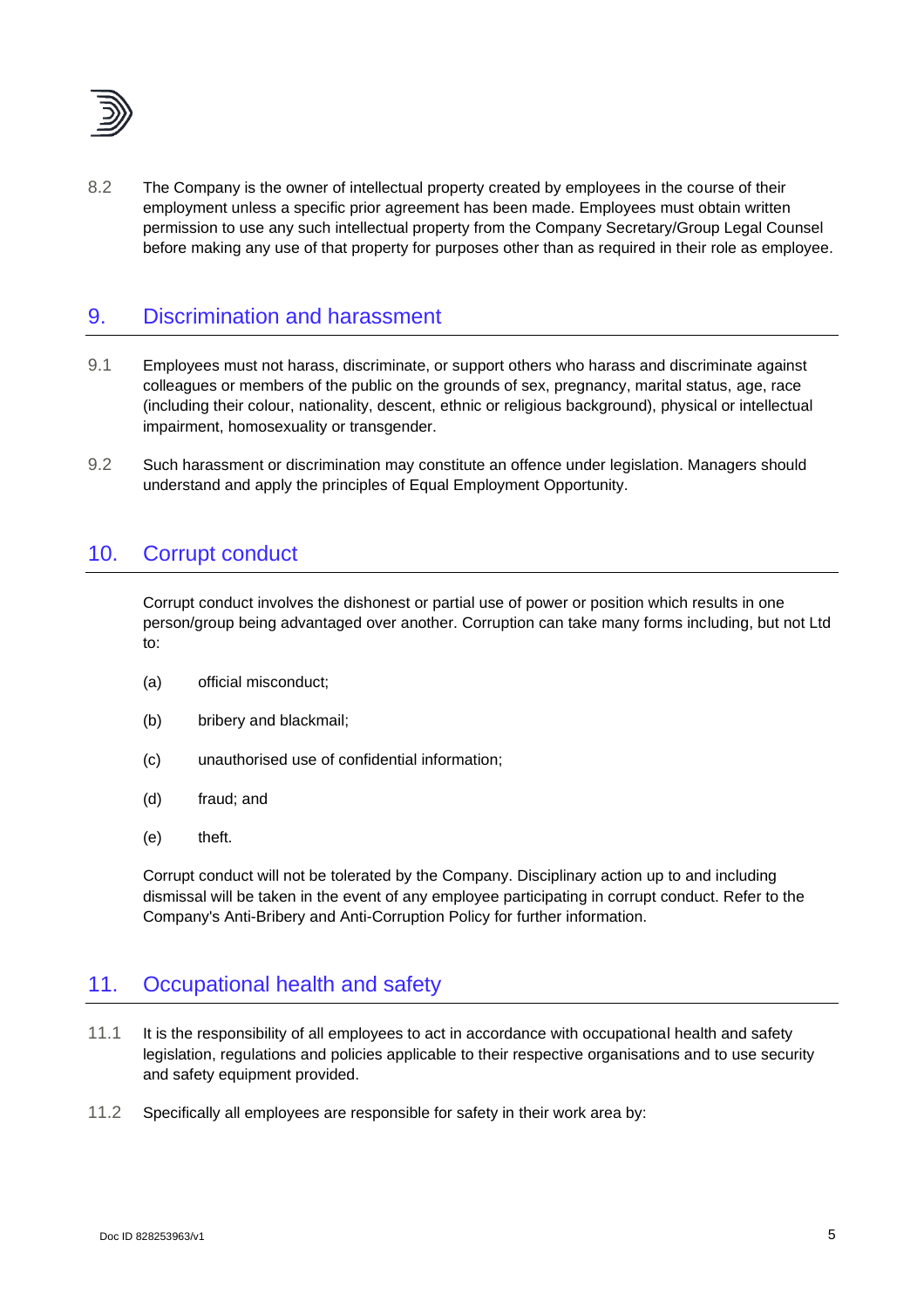8.2 The Company is the owner of intellectual property created by employees in the course of their employment unless a specific prior agreement has been made. Employees must obtain written permission to use any such intellectual property from the Company Secretary/Group Legal Counsel before making any use of that property for purposes other than as required in their role as employee.

## 9. Discrimination and harassment

9.1 Employees must not harass, discriminate, or support others who harass and discriminate against colleagues or members of the public on the grounds of sex, pregnancy, marital status, age, race (including their colour, nationality, descent, ethnic or religious background), physical or intellectual impairment, homosexuality or transgender.

9.2 Such harassment or discrimination may constitute an offence under legislation. Managers should understand and apply the principles of Equal Employment Opportunity.

## 10. Corrupt conduct

Corrupt conduct involves the dishonest or partial use of power or position which results in one person/group being advantaged over another. Corruption can take many forms including, but not Ltd to:

(a) official misconduct;

(b) bribery and blackmail;

(c) unauthorised use of confidential information;

(d) fraud; and

(e) theft.

Corrupt conduct will not be tolerated by the Company. Disciplinary action up to and including dismissal will be taken in the event of any employee participating in corrupt conduct. Refer to the Company's Anti-Bribery and Anti-Corruption Policy for further information.

## 11. Occupational health and safety

11.1 It is the responsibility of all employees to act in accordance with occupational health and safety legislation, regulations and policies applicable to their respective organisations and to use security and safety equipment provided.

11.2 Specifically all employees are responsible for safety in their work area by:

Doc ID 828253963/v1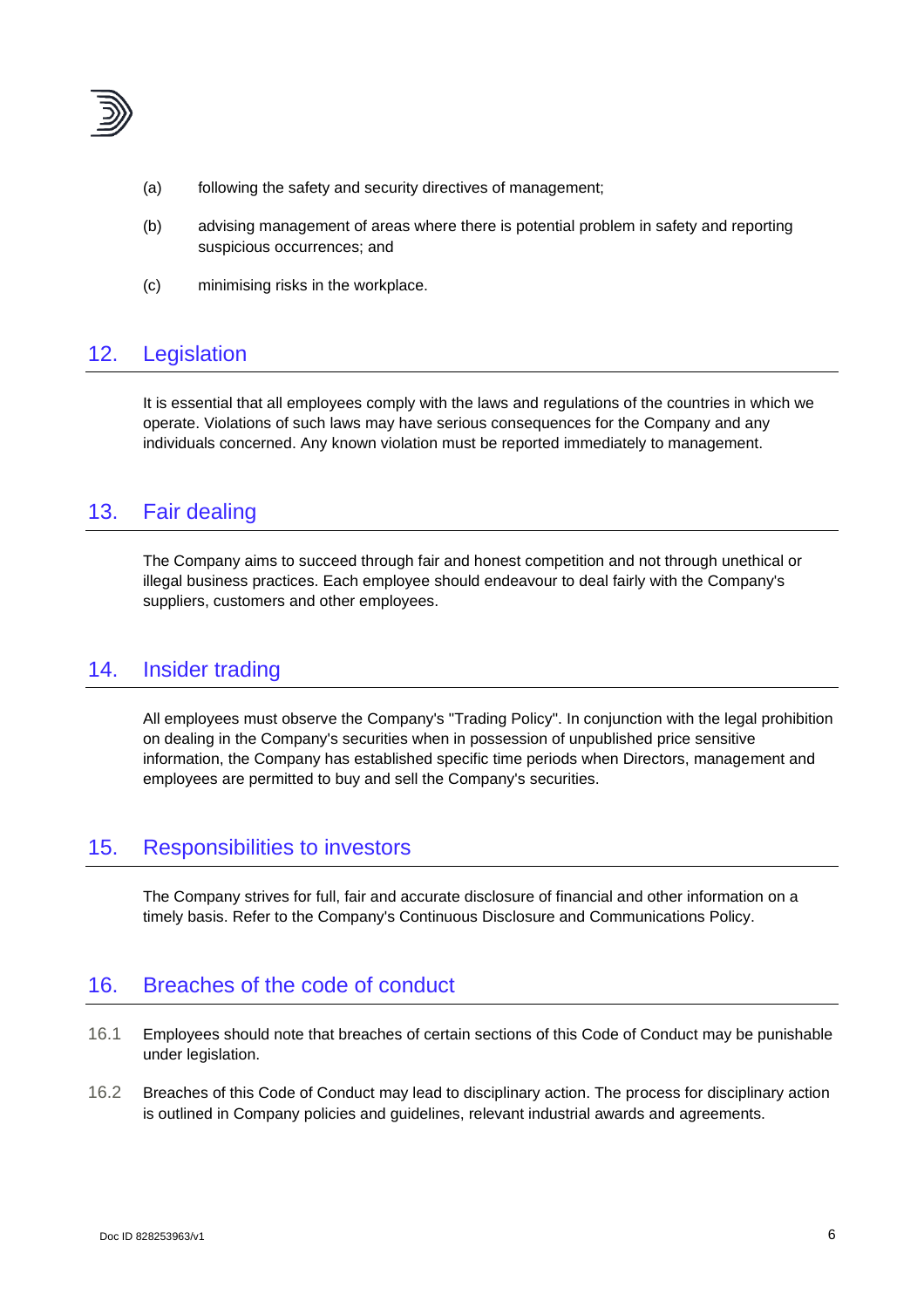(a) following the safety and security directives of management;

(b) advising management of areas where there is potential problem in safety and reporting suspicious occurrences; and

(c) minimising risks in the workplace.

## 12. Legislation

It is essential that all employees comply with the laws and regulations of the countries in which we operate. Violations of such laws may have serious consequences for the Company and any individuals concerned. Any known violation must be reported immediately to management.

## 13. Fair dealing

The Company aims to succeed through fair and honest competition and not through unethical or illegal business practices. Each employee should endeavour to deal fairly with the Company's suppliers, customers and other employees.

## 14. Insider trading

All employees must observe the Company's "Trading Policy". In conjunction with the legal prohibition on dealing in the Company's securities when in possession of unpublished price sensitive information, the Company has established specific time periods when Directors, management and employees are permitted to buy and sell the Company's securities.

## 15. Responsibilities to investors

The Company strives for full, fair and accurate disclosure of financial and other information on a timely basis. Refer to the Company's Continuous Disclosure and Communications Policy.

## 16. Breaches of the code of conduct

16.1 Employees should note that breaches of certain sections of this Code of Conduct may be punishable under legislation.

16.2 Breaches of this Code of Conduct may lead to disciplinary action. The process for disciplinary action is outlined in Company policies and guidelines, relevant industrial awards and agreements.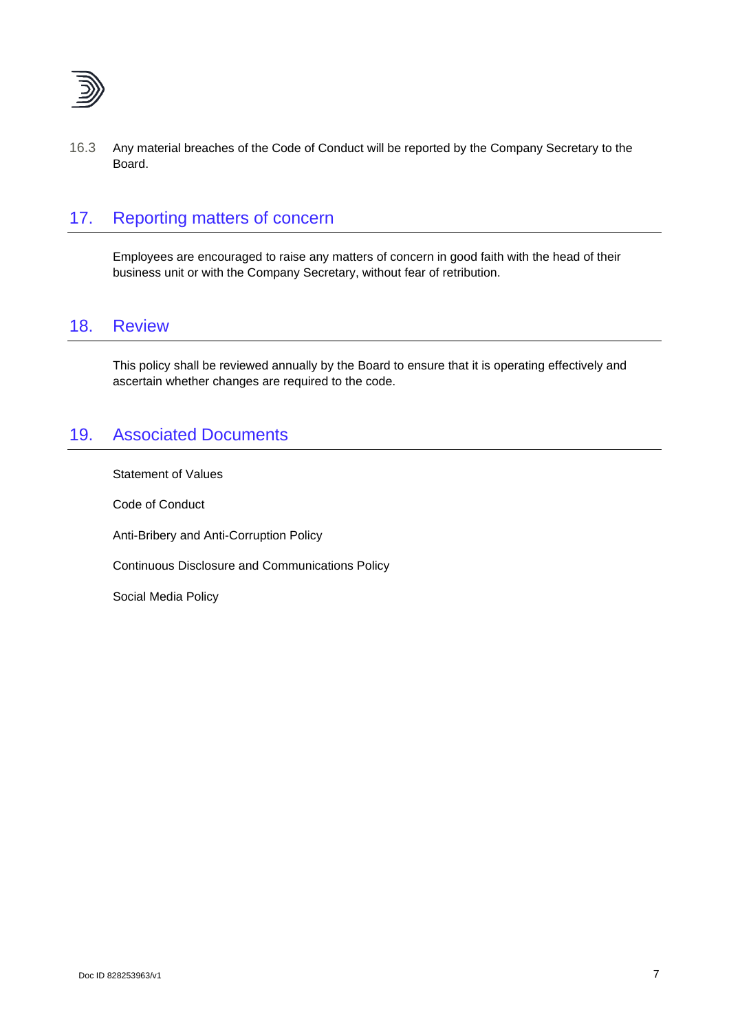16.3 Any material breaches of the Code of Conduct will be reported by the Company Secretary to the Board.

## 17. Reporting matters of concern

Employees are encouraged to raise any matters of concern in good faith with the head of their business unit or with the Company Secretary, without fear of retribution.

## 18. Review

This policy shall be reviewed annually by the Board to ensure that it is operating effectively and ascertain whether changes are required to the code.

## 19. Associated Documents

Statement of Values

Code of Conduct

Anti-Bribery and Anti-Corruption Policy

Continuous Disclosure and Communications Policy

Social Media Policy

Doc ID 828253963/v1